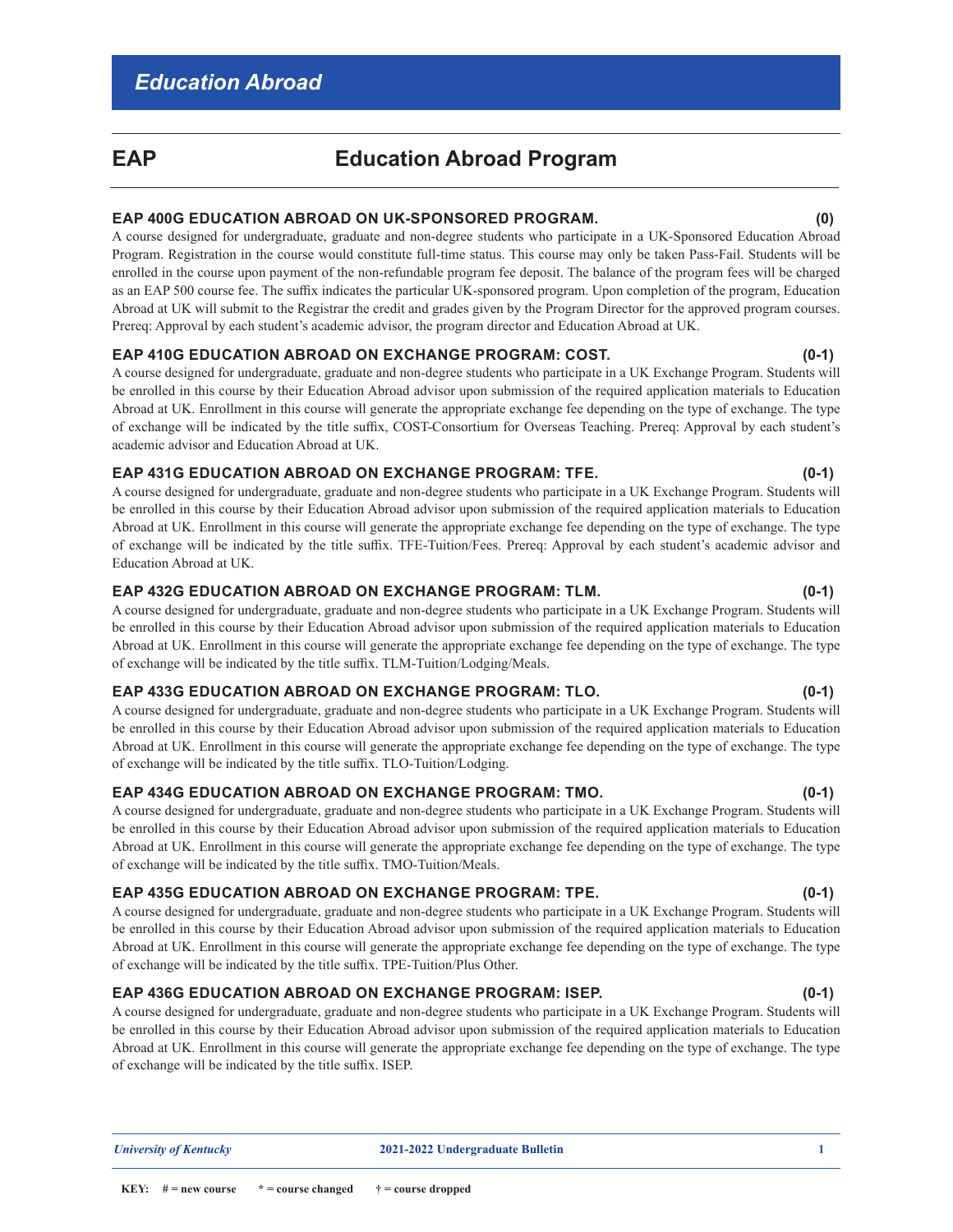# Education Abroad

## EAP — Education Abroad Program

**EAP 400G EDUCATION ABROAD ON UK-SPONSORED PROGRAM. (0)**
A course designed for undergraduate, graduate and non-degree students who participate in a UK-Sponsored Education Abroad Program. Registration in the course would constitute full-time status. This course may only be taken Pass-Fail. Students will be enrolled in the course upon payment of the non-refundable program fee deposit. The balance of the program fees will be charged as an EAP 500 course fee. The suffix indicates the particular UK-sponsored program. Upon completion of the program, Education Abroad at UK will submit to the Registrar the credit and grades given by the Program Director for the approved program courses. Prereq: Approval by each student's academic advisor, the program director and Education Abroad at UK.

**EAP 410G EDUCATION ABROAD ON EXCHANGE PROGRAM: COST. (0-1)**
A course designed for undergraduate, graduate and non-degree students who participate in a UK Exchange Program. Students will be enrolled in this course by their Education Abroad advisor upon submission of the required application materials to Education Abroad at UK. Enrollment in this course will generate the appropriate exchange fee depending on the type of exchange. The type of exchange will be indicated by the title suffix, COST-Consortium for Overseas Teaching. Prereq: Approval by each student's academic advisor and Education Abroad at UK.

**EAP 431G EDUCATION ABROAD ON EXCHANGE PROGRAM: TFE. (0-1)**
A course designed for undergraduate, graduate and non-degree students who participate in a UK Exchange Program. Students will be enrolled in this course by their Education Abroad advisor upon submission of the required application materials to Education Abroad at UK. Enrollment in this course will generate the appropriate exchange fee depending on the type of exchange. The type of exchange will be indicated by the title suffix. TFE-Tuition/Fees. Prereq: Approval by each student's academic advisor and Education Abroad at UK.

**EAP 432G EDUCATION ABROAD ON EXCHANGE PROGRAM: TLM. (0-1)**
A course designed for undergraduate, graduate and non-degree students who participate in a UK Exchange Program. Students will be enrolled in this course by their Education Abroad advisor upon submission of the required application materials to Education Abroad at UK. Enrollment in this course will generate the appropriate exchange fee depending on the type of exchange. The type of exchange will be indicated by the title suffix. TLM-Tuition/Lodging/Meals.

**EAP 433G EDUCATION ABROAD ON EXCHANGE PROGRAM: TLO. (0-1)**
A course designed for undergraduate, graduate and non-degree students who participate in a UK Exchange Program. Students will be enrolled in this course by their Education Abroad advisor upon submission of the required application materials to Education Abroad at UK. Enrollment in this course will generate the appropriate exchange fee depending on the type of exchange. The type of exchange will be indicated by the title suffix. TLO-Tuition/Lodging.

**EAP 434G EDUCATION ABROAD ON EXCHANGE PROGRAM: TMO. (0-1)**
A course designed for undergraduate, graduate and non-degree students who participate in a UK Exchange Program. Students will be enrolled in this course by their Education Abroad advisor upon submission of the required application materials to Education Abroad at UK. Enrollment in this course will generate the appropriate exchange fee depending on the type of exchange. The type of exchange will be indicated by the title suffix. TMO-Tuition/Meals.

**EAP 435G EDUCATION ABROAD ON EXCHANGE PROGRAM: TPE. (0-1)**
A course designed for undergraduate, graduate and non-degree students who participate in a UK Exchange Program. Students will be enrolled in this course by their Education Abroad advisor upon submission of the required application materials to Education Abroad at UK. Enrollment in this course will generate the appropriate exchange fee depending on the type of exchange. The type of exchange will be indicated by the title suffix. TPE-Tuition/Plus Other.

**EAP 436G EDUCATION ABROAD ON EXCHANGE PROGRAM: ISEP. (0-1)**
A course designed for undergraduate, graduate and non-degree students who participate in a UK Exchange Program. Students will be enrolled in this course by their Education Abroad advisor upon submission of the required application materials to Education Abroad at UK. Enrollment in this course will generate the appropriate exchange fee depending on the type of exchange. The type of exchange will be indicated by the title suffix. ISEP.

KEY: # = new course   * = course changed   † = course dropped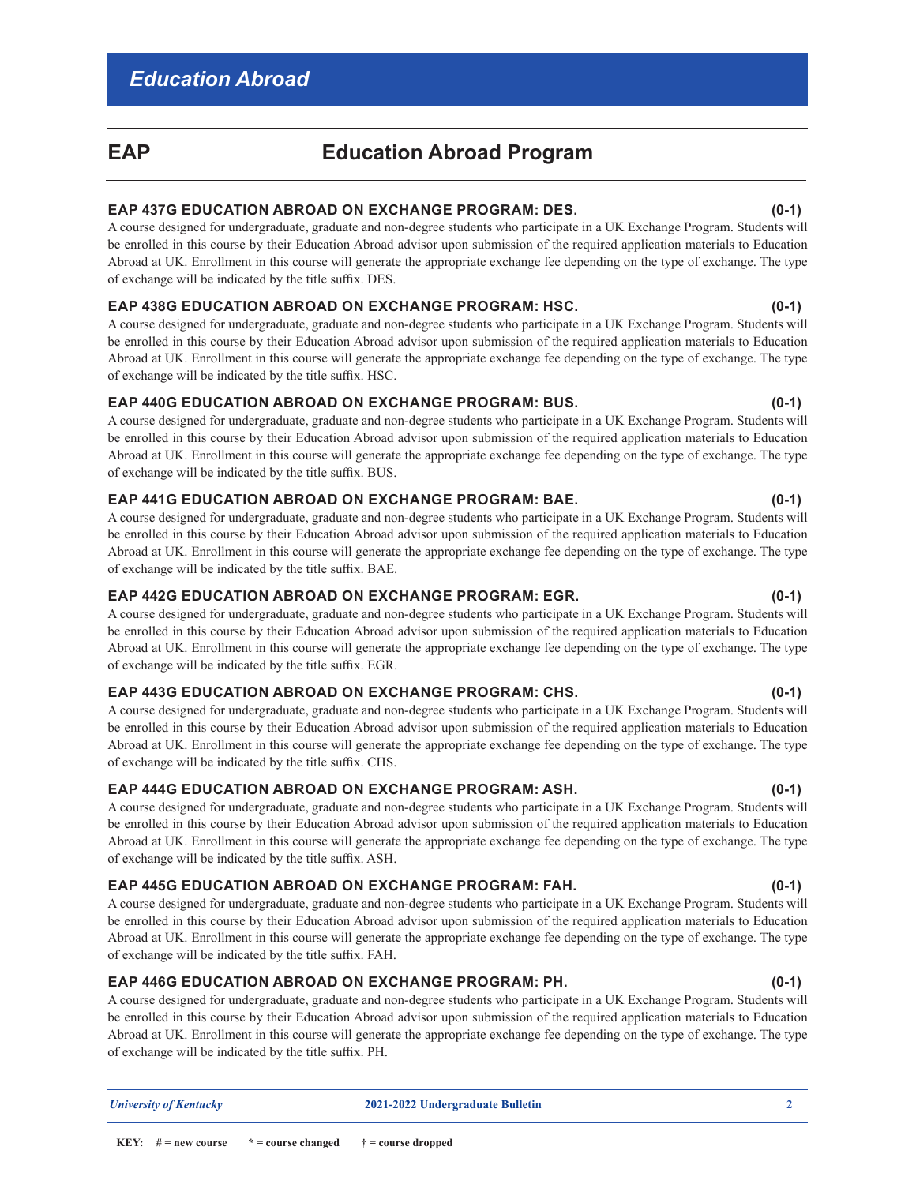# Education Abroad

## EAP Education Abroad Program

**EAP 437G EDUCATION ABROAD ON EXCHANGE PROGRAM: DES. (0-1)**
A course designed for undergraduate, graduate and non-degree students who participate in a UK Exchange Program. Students will be enrolled in this course by their Education Abroad advisor upon submission of the required application materials to Education Abroad at UK. Enrollment in this course will generate the appropriate exchange fee depending on the type of exchange. The type of exchange will be indicated by the title suffix. DES.

**EAP 438G EDUCATION ABROAD ON EXCHANGE PROGRAM: HSC. (0-1)**
A course designed for undergraduate, graduate and non-degree students who participate in a UK Exchange Program. Students will be enrolled in this course by their Education Abroad advisor upon submission of the required application materials to Education Abroad at UK. Enrollment in this course will generate the appropriate exchange fee depending on the type of exchange. The type of exchange will be indicated by the title suffix. HSC.

**EAP 440G EDUCATION ABROAD ON EXCHANGE PROGRAM: BUS. (0-1)**
A course designed for undergraduate, graduate and non-degree students who participate in a UK Exchange Program. Students will be enrolled in this course by their Education Abroad advisor upon submission of the required application materials to Education Abroad at UK. Enrollment in this course will generate the appropriate exchange fee depending on the type of exchange. The type of exchange will be indicated by the title suffix. BUS.

**EAP 441G EDUCATION ABROAD ON EXCHANGE PROGRAM: BAE. (0-1)**
A course designed for undergraduate, graduate and non-degree students who participate in a UK Exchange Program. Students will be enrolled in this course by their Education Abroad advisor upon submission of the required application materials to Education Abroad at UK. Enrollment in this course will generate the appropriate exchange fee depending on the type of exchange. The type of exchange will be indicated by the title suffix. BAE.

**EAP 442G EDUCATION ABROAD ON EXCHANGE PROGRAM: EGR. (0-1)**
A course designed for undergraduate, graduate and non-degree students who participate in a UK Exchange Program. Students will be enrolled in this course by their Education Abroad advisor upon submission of the required application materials to Education Abroad at UK. Enrollment in this course will generate the appropriate exchange fee depending on the type of exchange. The type of exchange will be indicated by the title suffix. EGR.

**EAP 443G EDUCATION ABROAD ON EXCHANGE PROGRAM: CHS. (0-1)**
A course designed for undergraduate, graduate and non-degree students who participate in a UK Exchange Program. Students will be enrolled in this course by their Education Abroad advisor upon submission of the required application materials to Education Abroad at UK. Enrollment in this course will generate the appropriate exchange fee depending on the type of exchange. The type of exchange will be indicated by the title suffix. CHS.

**EAP 444G EDUCATION ABROAD ON EXCHANGE PROGRAM: ASH. (0-1)**
A course designed for undergraduate, graduate and non-degree students who participate in a UK Exchange Program. Students will be enrolled in this course by their Education Abroad advisor upon submission of the required application materials to Education Abroad at UK. Enrollment in this course will generate the appropriate exchange fee depending on the type of exchange. The type of exchange will be indicated by the title suffix. ASH.

**EAP 445G EDUCATION ABROAD ON EXCHANGE PROGRAM: FAH. (0-1)**
A course designed for undergraduate, graduate and non-degree students who participate in a UK Exchange Program. Students will be enrolled in this course by their Education Abroad advisor upon submission of the required application materials to Education Abroad at UK. Enrollment in this course will generate the appropriate exchange fee depending on the type of exchange. The type of exchange will be indicated by the title suffix. FAH.

**EAP 446G EDUCATION ABROAD ON EXCHANGE PROGRAM: PH. (0-1)**
A course designed for undergraduate, graduate and non-degree students who participate in a UK Exchange Program. Students will be enrolled in this course by their Education Abroad advisor upon submission of the required application materials to Education Abroad at UK. Enrollment in this course will generate the appropriate exchange fee depending on the type of exchange. The type of exchange will be indicated by the title suffix. PH.

**KEY:** # = new course * = course changed † = course dropped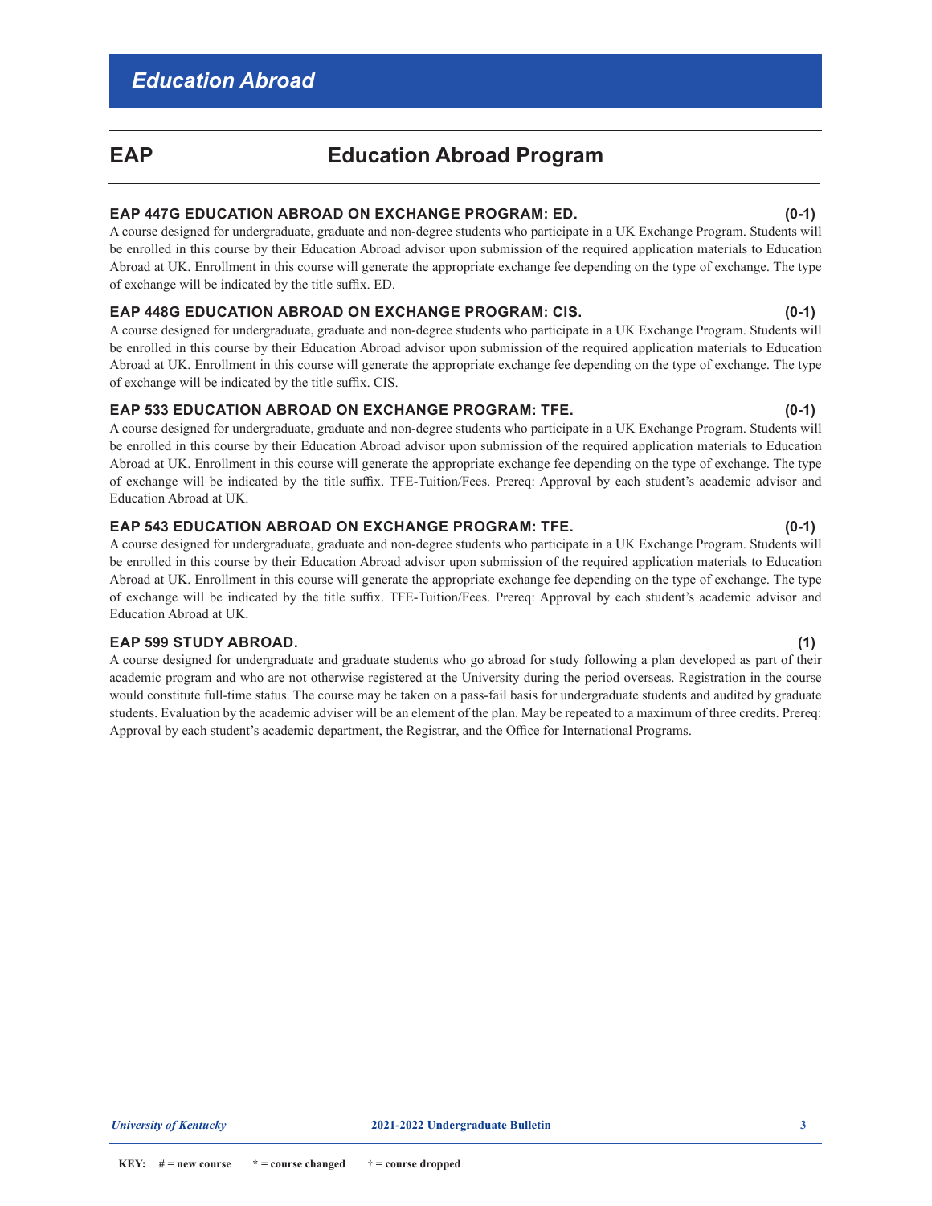# Education Abroad

## EAP Education Abroad Program

**EAP 447G EDUCATION ABROAD ON EXCHANGE PROGRAM: ED. (0-1)**
A course designed for undergraduate, graduate and non-degree students who participate in a UK Exchange Program. Students will be enrolled in this course by their Education Abroad advisor upon submission of the required application materials to Education Abroad at UK. Enrollment in this course will generate the appropriate exchange fee depending on the type of exchange. The type of exchange will be indicated by the title suffix. ED.

**EAP 448G EDUCATION ABROAD ON EXCHANGE PROGRAM: CIS. (0-1)**
A course designed for undergraduate, graduate and non-degree students who participate in a UK Exchange Program. Students will be enrolled in this course by their Education Abroad advisor upon submission of the required application materials to Education Abroad at UK. Enrollment in this course will generate the appropriate exchange fee depending on the type of exchange. The type of exchange will be indicated by the title suffix. CIS.

**EAP 533 EDUCATION ABROAD ON EXCHANGE PROGRAM: TFE. (0-1)**
A course designed for undergraduate, graduate and non-degree students who participate in a UK Exchange Program. Students will be enrolled in this course by their Education Abroad advisor upon submission of the required application materials to Education Abroad at UK. Enrollment in this course will generate the appropriate exchange fee depending on the type of exchange. The type of exchange will be indicated by the title suffix. TFE-Tuition/Fees. Prereq: Approval by each student's academic advisor and Education Abroad at UK.

**EAP 543 EDUCATION ABROAD ON EXCHANGE PROGRAM: TFE. (0-1)**
A course designed for undergraduate, graduate and non-degree students who participate in a UK Exchange Program. Students will be enrolled in this course by their Education Abroad advisor upon submission of the required application materials to Education Abroad at UK. Enrollment in this course will generate the appropriate exchange fee depending on the type of exchange. The type of exchange will be indicated by the title suffix. TFE-Tuition/Fees. Prereq: Approval by each student's academic advisor and Education Abroad at UK.

**EAP 599 STUDY ABROAD. (1)**
A course designed for undergraduate and graduate students who go abroad for study following a plan developed as part of their academic program and who are not otherwise registered at the University during the period overseas. Registration in the course would constitute full-time status. The course may be taken on a pass-fail basis for undergraduate students and audited by graduate students. Evaluation by the academic adviser will be an element of the plan. May be repeated to a maximum of three credits. Prereq: Approval by each student's academic department, the Registrar, and the Office for International Programs.

KEY: # = new course * = course changed † = course dropped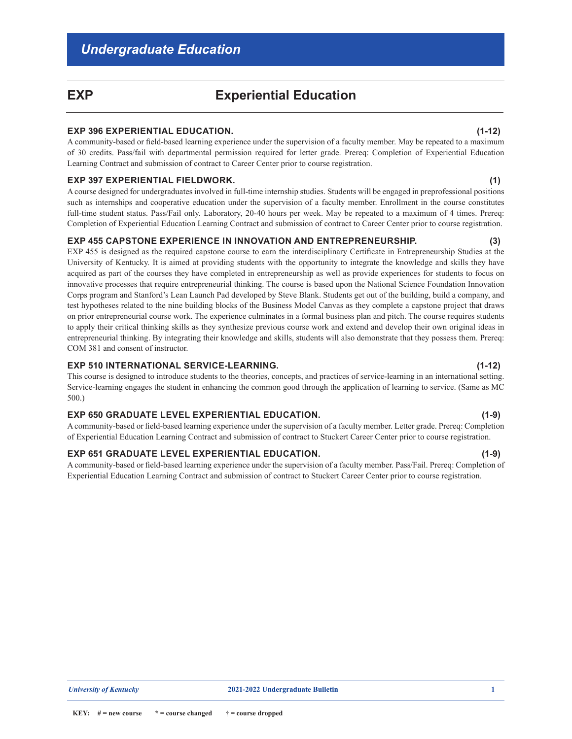# Undergraduate Education

## EXP Experiential Education

**EXP 396 EXPERIENTIAL EDUCATION. (1-12)**
A community-based or field-based learning experience under the supervision of a faculty member. May be repeated to a maximum of 30 credits. Pass/fail with departmental permission required for letter grade. Prereq: Completion of Experiential Education Learning Contract and submission of contract to Career Center prior to course registration.

**EXP 397 EXPERIENTIAL FIELDWORK. (1)**
A course designed for undergraduates involved in full-time internship studies. Students will be engaged in preprofessional positions such as internships and cooperative education under the supervision of a faculty member. Enrollment in the course constitutes full-time student status. Pass/Fail only. Laboratory, 20-40 hours per week. May be repeated to a maximum of 4 times. Prereq: Completion of Experiential Education Learning Contract and submission of contract to Career Center prior to course registration.

**EXP 455 CAPSTONE EXPERIENCE IN INNOVATION AND ENTREPRENEURSHIP. (3)**
EXP 455 is designed as the required capstone course to earn the interdisciplinary Certificate in Entrepreneurship Studies at the University of Kentucky. It is aimed at providing students with the opportunity to integrate the knowledge and skills they have acquired as part of the courses they have completed in entrepreneurship as well as provide experiences for students to focus on innovative processes that require entrepreneurial thinking. The course is based upon the National Science Foundation Innovation Corps program and Stanford's Lean Launch Pad developed by Steve Blank. Students get out of the building, build a company, and test hypotheses related to the nine building blocks of the Business Model Canvas as they complete a capstone project that draws on prior entrepreneurial course work. The experience culminates in a formal business plan and pitch. The course requires students to apply their critical thinking skills as they synthesize previous course work and extend and develop their own original ideas in entrepreneurial thinking. By integrating their knowledge and skills, students will also demonstrate that they possess them. Prereq: COM 381 and consent of instructor.

**EXP 510 INTERNATIONAL SERVICE-LEARNING. (1-12)**
This course is designed to introduce students to the theories, concepts, and practices of service-learning in an international setting. Service-learning engages the student in enhancing the common good through the application of learning to service. (Same as MC 500.)

**EXP 650 GRADUATE LEVEL EXPERIENTIAL EDUCATION. (1-9)**
A community-based or field-based learning experience under the supervision of a faculty member. Letter grade. Prereq: Completion of Experiential Education Learning Contract and submission of contract to Stuckert Career Center prior to course registration.

**EXP 651 GRADUATE LEVEL EXPERIENTIAL EDUCATION. (1-9)**
A community-based or field-based learning experience under the supervision of a faculty member. Pass/Fail. Prereq: Completion of Experiential Education Learning Contract and submission of contract to Stuckert Career Center prior to course registration.

**KEY:** # = new course * = course changed † = course dropped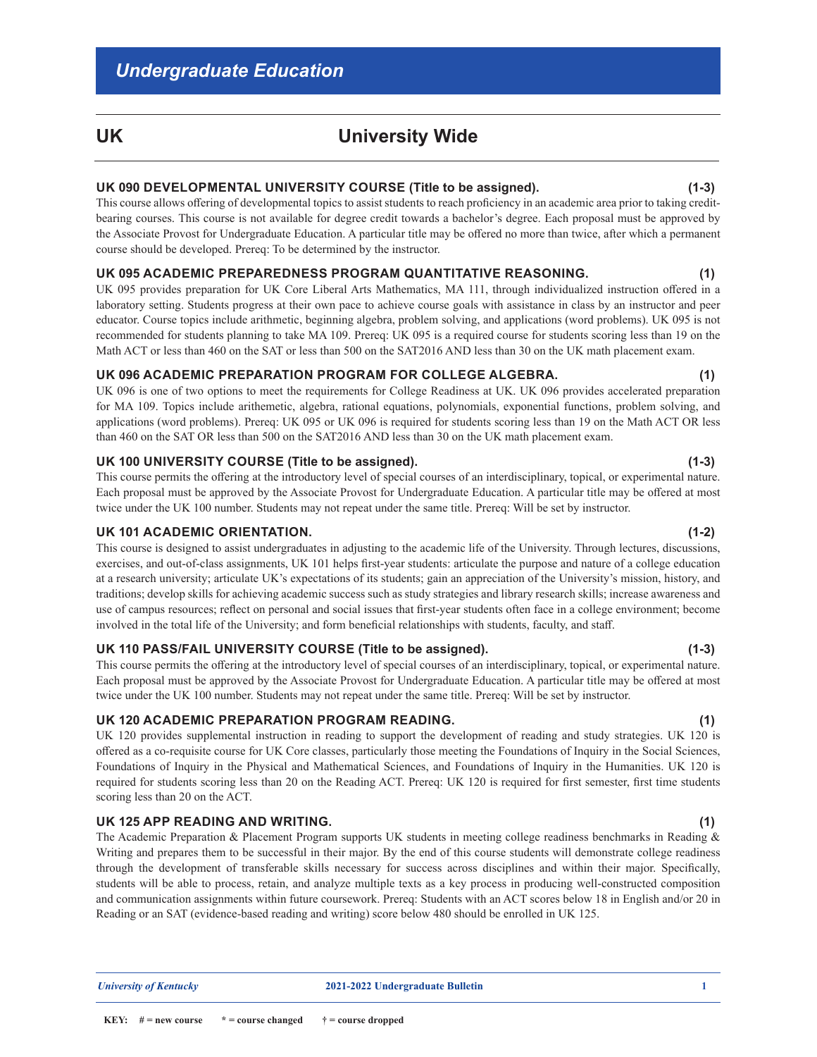# Undergraduate Education

## UK University Wide

**UK 090 DEVELOPMENTAL UNIVERSITY COURSE (Title to be assigned). (1-3)**
This course allows offering of developmental topics to assist students to reach proficiency in an academic area prior to taking credit-bearing courses. This course is not available for degree credit towards a bachelor's degree. Each proposal must be approved by the Associate Provost for Undergraduate Education. A particular title may be offered no more than twice, after which a permanent course should be developed. Prereq: To be determined by the instructor.

**UK 095 ACADEMIC PREPAREDNESS PROGRAM QUANTITATIVE REASONING. (1)**
UK 095 provides preparation for UK Core Liberal Arts Mathematics, MA 111, through individualized instruction offered in a laboratory setting. Students progress at their own pace to achieve course goals with assistance in class by an instructor and peer educator. Course topics include arithmetic, beginning algebra, problem solving, and applications (word problems). UK 095 is not recommended for students planning to take MA 109. Prereq: UK 095 is a required course for students scoring less than 19 on the Math ACT or less than 460 on the SAT or less than 500 on the SAT2016 AND less than 30 on the UK math placement exam.

**UK 096 ACADEMIC PREPARATION PROGRAM FOR COLLEGE ALGEBRA. (1)**
UK 096 is one of two options to meet the requirements for College Readiness at UK. UK 096 provides accelerated preparation for MA 109. Topics include arithemetic, algebra, rational equations, polynomials, exponential functions, problem solving, and applications (word problems). Prereq: UK 095 or UK 096 is required for students scoring less than 19 on the Math ACT OR less than 460 on the SAT OR less than 500 on the SAT2016 AND less than 30 on the UK math placement exam.

**UK 100 UNIVERSITY COURSE (Title to be assigned). (1-3)**
This course permits the offering at the introductory level of special courses of an interdisciplinary, topical, or experimental nature. Each proposal must be approved by the Associate Provost for Undergraduate Education. A particular title may be offered at most twice under the UK 100 number. Students may not repeat under the same title. Prereq: Will be set by instructor.

**UK 101 ACADEMIC ORIENTATION. (1-2)**
This course is designed to assist undergraduates in adjusting to the academic life of the University. Through lectures, discussions, exercises, and out-of-class assignments, UK 101 helps first-year students: articulate the purpose and nature of a college education at a research university; articulate UK's expectations of its students; gain an appreciation of the University's mission, history, and traditions; develop skills for achieving academic success such as study strategies and library research skills; increase awareness and use of campus resources; reflect on personal and social issues that first-year students often face in a college environment; become involved in the total life of the University; and form beneficial relationships with students, faculty, and staff.

**UK 110 PASS/FAIL UNIVERSITY COURSE (Title to be assigned). (1-3)**
This course permits the offering at the introductory level of special courses of an interdisciplinary, topical, or experimental nature. Each proposal must be approved by the Associate Provost for Undergraduate Education. A particular title may be offered at most twice under the UK 100 number. Students may not repeat under the same title. Prereq: Will be set by instructor.

**UK 120 ACADEMIC PREPARATION PROGRAM READING. (1)**
UK 120 provides supplemental instruction in reading to support the development of reading and study strategies. UK 120 is offered as a co-requisite course for UK Core classes, particularly those meeting the Foundations of Inquiry in the Social Sciences, Foundations of Inquiry in the Physical and Mathematical Sciences, and Foundations of Inquiry in the Humanities. UK 120 is required for students scoring less than 20 on the Reading ACT. Prereq: UK 120 is required for first semester, first time students scoring less than 20 on the ACT.

**UK 125 APP READING AND WRITING. (1)**
The Academic Preparation & Placement Program supports UK students in meeting college readiness benchmarks in Reading & Writing and prepares them to be successful in their major. By the end of this course students will demonstrate college readiness through the development of transferable skills necessary for success across disciplines and within their major. Specifically, students will be able to process, retain, and analyze multiple texts as a key process in producing well-constructed composition and communication assignments within future coursework. Prereq: Students with an ACT scores below 18 in English and/or 20 in Reading or an SAT (evidence-based reading and writing) score below 480 should be enrolled in UK 125.

KEY: # = new course * = course changed † = course dropped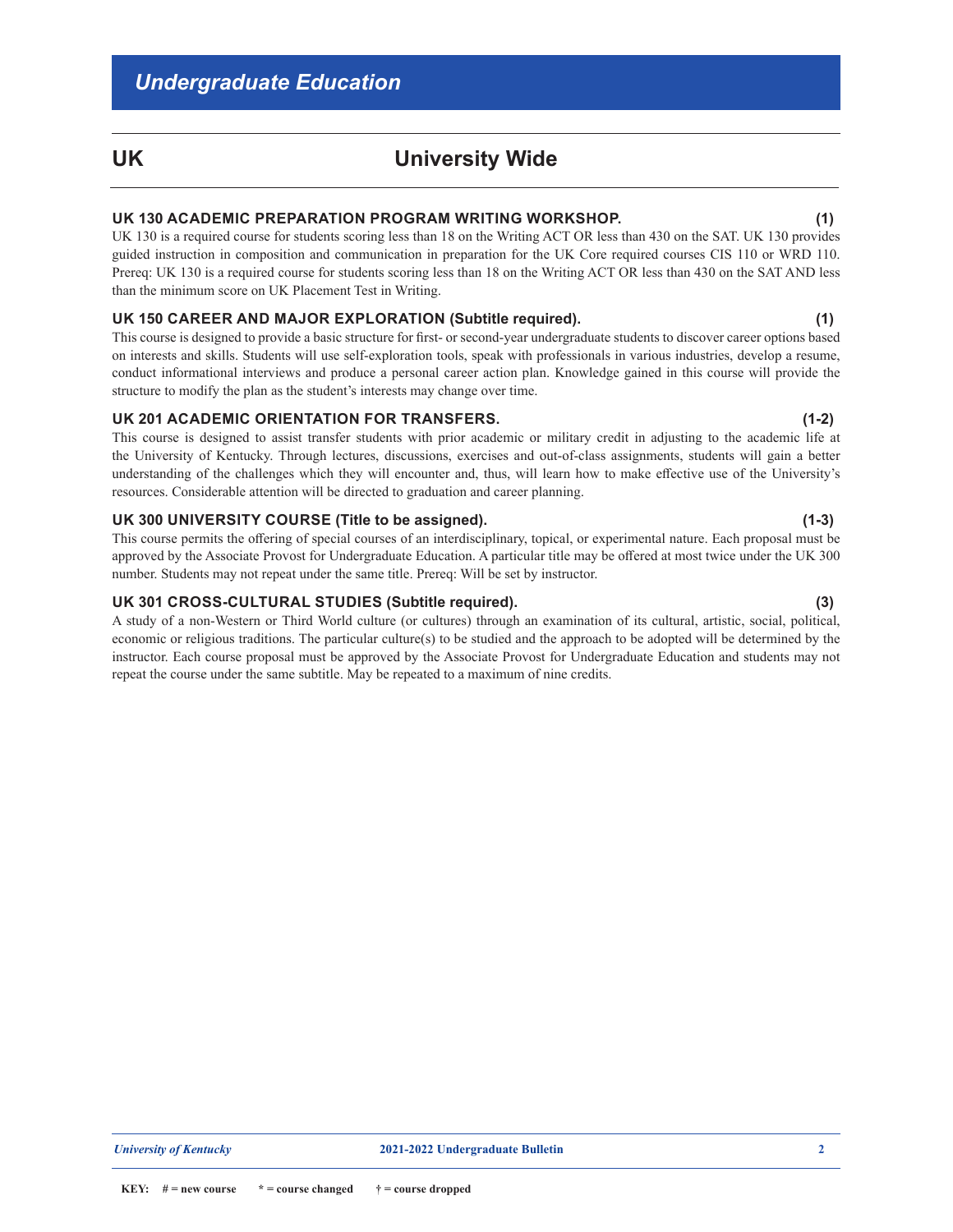# Undergraduate Education

## UK — University Wide

**UK 130 ACADEMIC PREPARATION PROGRAM WRITING WORKSHOP. (1)**
UK 130 is a required course for students scoring less than 18 on the Writing ACT OR less than 430 on the SAT. UK 130 provides guided instruction in composition and communication in preparation for the UK Core required courses CIS 110 or WRD 110. Prereq: UK 130 is a required course for students scoring less than 18 on the Writing ACT OR less than 430 on the SAT AND less than the minimum score on UK Placement Test in Writing.

**UK 150 CAREER AND MAJOR EXPLORATION (Subtitle required). (1)**
This course is designed to provide a basic structure for first- or second-year undergraduate students to discover career options based on interests and skills. Students will use self-exploration tools, speak with professionals in various industries, develop a resume, conduct informational interviews and produce a personal career action plan. Knowledge gained in this course will provide the structure to modify the plan as the student's interests may change over time.

**UK 201 ACADEMIC ORIENTATION FOR TRANSFERS. (1-2)**
This course is designed to assist transfer students with prior academic or military credit in adjusting to the academic life at the University of Kentucky. Through lectures, discussions, exercises and out-of-class assignments, students will gain a better understanding of the challenges which they will encounter and, thus, will learn how to make effective use of the University's resources. Considerable attention will be directed to graduation and career planning.

**UK 300 UNIVERSITY COURSE (Title to be assigned). (1-3)**
This course permits the offering of special courses of an interdisciplinary, topical, or experimental nature. Each proposal must be approved by the Associate Provost for Undergraduate Education. A particular title may be offered at most twice under the UK 300 number. Students may not repeat under the same title. Prereq: Will be set by instructor.

**UK 301 CROSS-CULTURAL STUDIES (Subtitle required). (3)**
A study of a non-Western or Third World culture (or cultures) through an examination of its cultural, artistic, social, political, economic or religious traditions. The particular culture(s) to be studied and the approach to be adopted will be determined by the instructor. Each course proposal must be approved by the Associate Provost for Undergraduate Education and students may not repeat the course under the same subtitle. May be repeated to a maximum of nine credits.

KEY: # = new course * = course changed † = course dropped